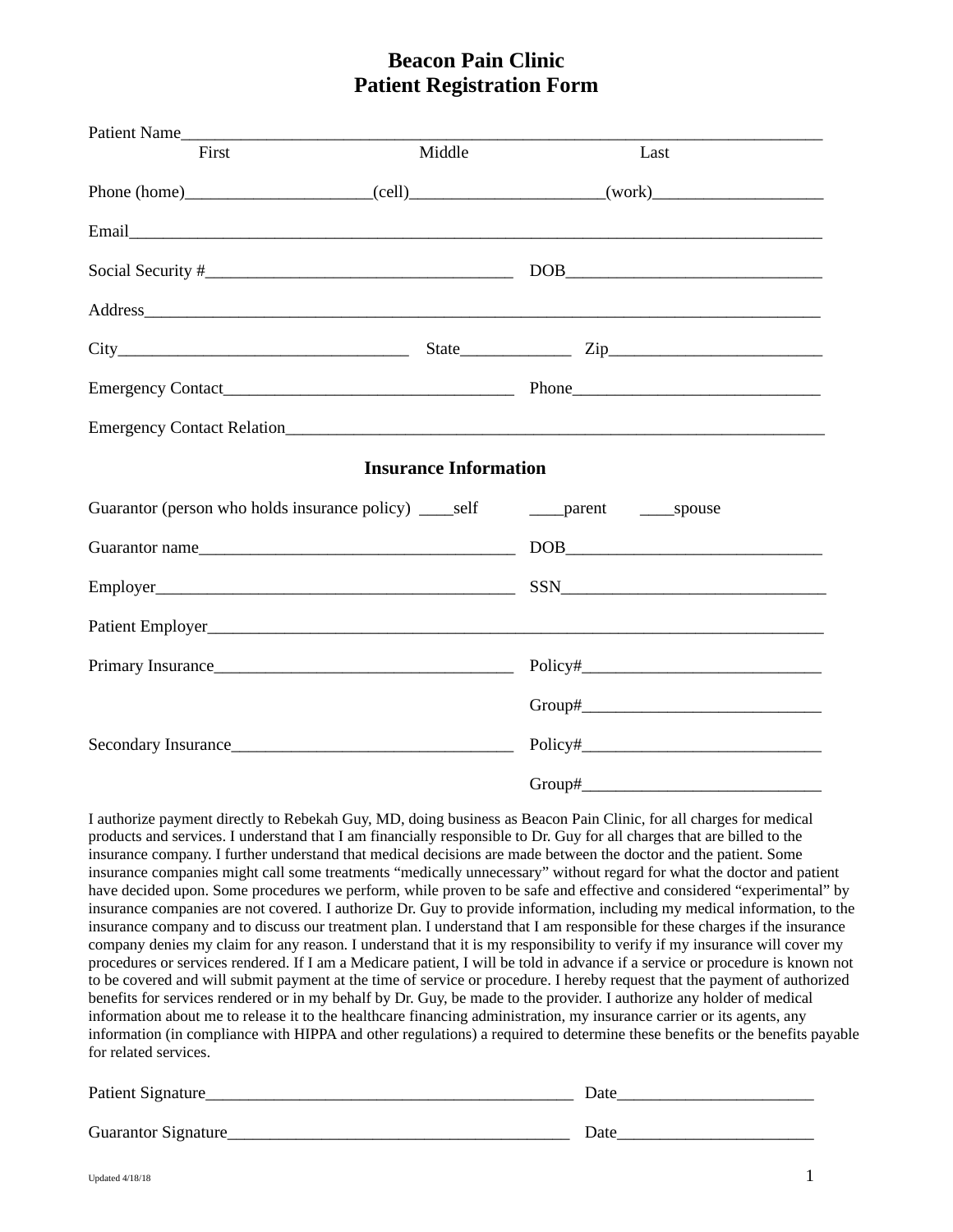# Beacon Pain Clinic
# Patient Registration Form

Patient Name_______________________________________________________________________________
First Middle Last

Phone (home)______________________(cell)_______________________(work)____________________

Email_______________________________________________________________________________________

Social Security #____________________________________ DOB______________________________

Address____________________________________________________________________________________

City__________________________________ State_____________ Zip_________________________

Emergency Contact__________________________________ Phone_____________________________

Emergency Contact Relation_________________________________________________________________

## Insurance Information

Guarantor (person who holds insurance policy) ____self ____parent ____spouse

Guarantor name_____________________________________ DOB______________________________

Employer___________________________________________ SSN_______________________________

Patient Employer___________________________________________________________________________

Primary Insurance___________________________________ Policy#____________________________

Group#____________________________

Secondary Insurance_________________________________ Policy#____________________________

Group#____________________________

I authorize payment directly to Rebekah Guy, MD, doing business as Beacon Pain Clinic, for all charges for medical products and services. I understand that I am financially responsible to Dr. Guy for all charges that are billed to the insurance company. I further understand that medical decisions are made between the doctor and the patient. Some insurance companies might call some treatments "medically unnecessary" without regard for what the doctor and patient have decided upon. Some procedures we perform, while proven to be safe and effective and considered "experimental" by insurance companies are not covered. I authorize Dr. Guy to provide information, including my medical information, to the insurance company and to discuss our treatment plan. I understand that I am responsible for these charges if the insurance company denies my claim for any reason. I understand that it is my responsibility to verify if my insurance will cover my procedures or services rendered. If I am a Medicare patient, I will be told in advance if a service or procedure is known not to be covered and will submit payment at the time of service or procedure. I hereby request that the payment of authorized benefits for services rendered or in my behalf by Dr. Guy, be made to the provider. I authorize any holder of medical information about me to release it to the healthcare financing administration, my insurance carrier or its agents, any information (in compliance with HIPPA and other regulations) a required to determine these benefits or the benefits payable for related services.

Patient Signature___________________________________________ Date_______________________

Guarantor Signature_________________________________________ Date_______________________

Updated 4/18/18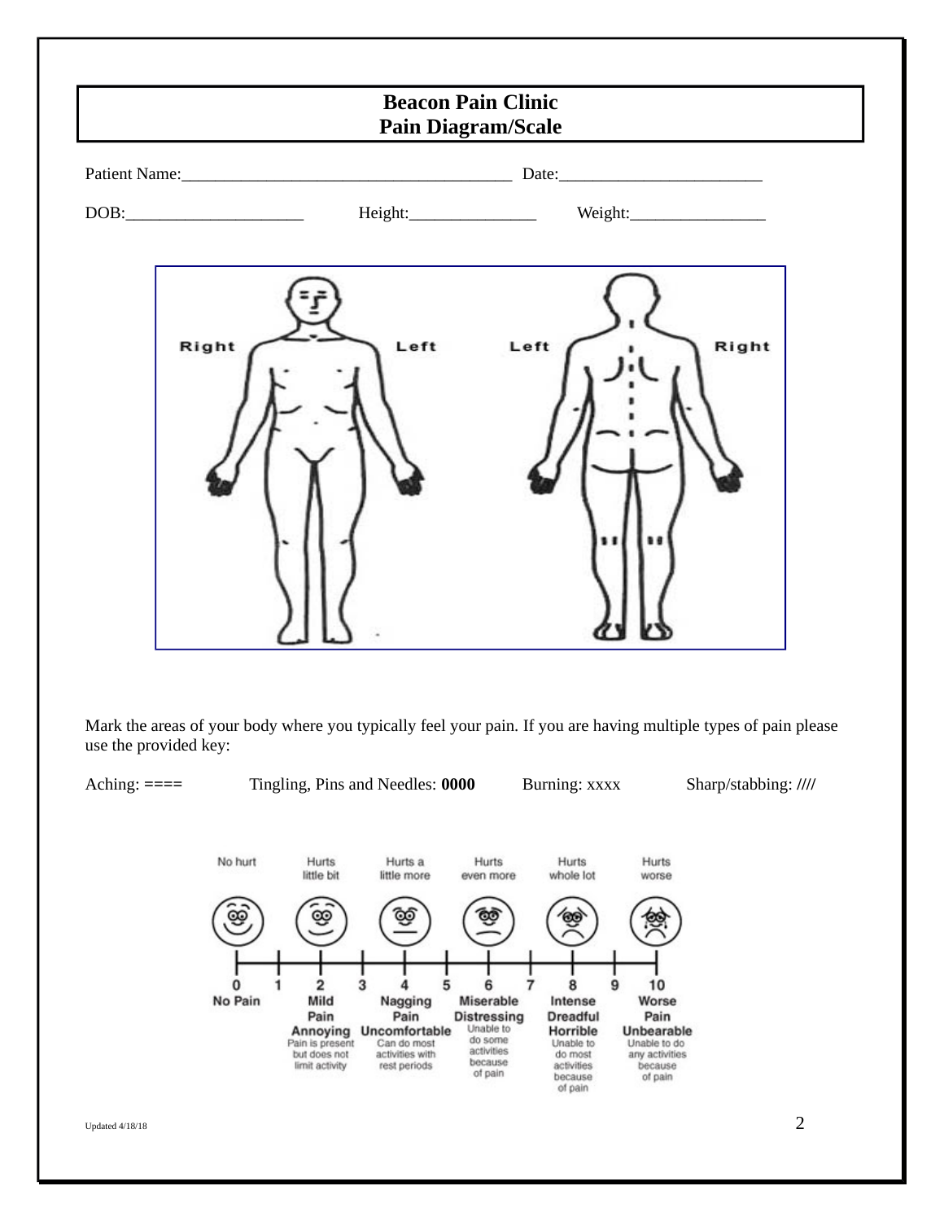# Beacon Pain Clinic
## Pain Diagram/Scale

Patient Name:_______________________________________ Date:________________________

DOB:_____________________ Height:_______________ Weight:________________

Mark the areas of your body where you typically feel your pain. If you are having multiple types of pain please use the provided key:

Aching: **====** Tingling, Pins and Needles: **0000** Burning: xxxx Sharp/stabbing: **////**

Updated 4/18/18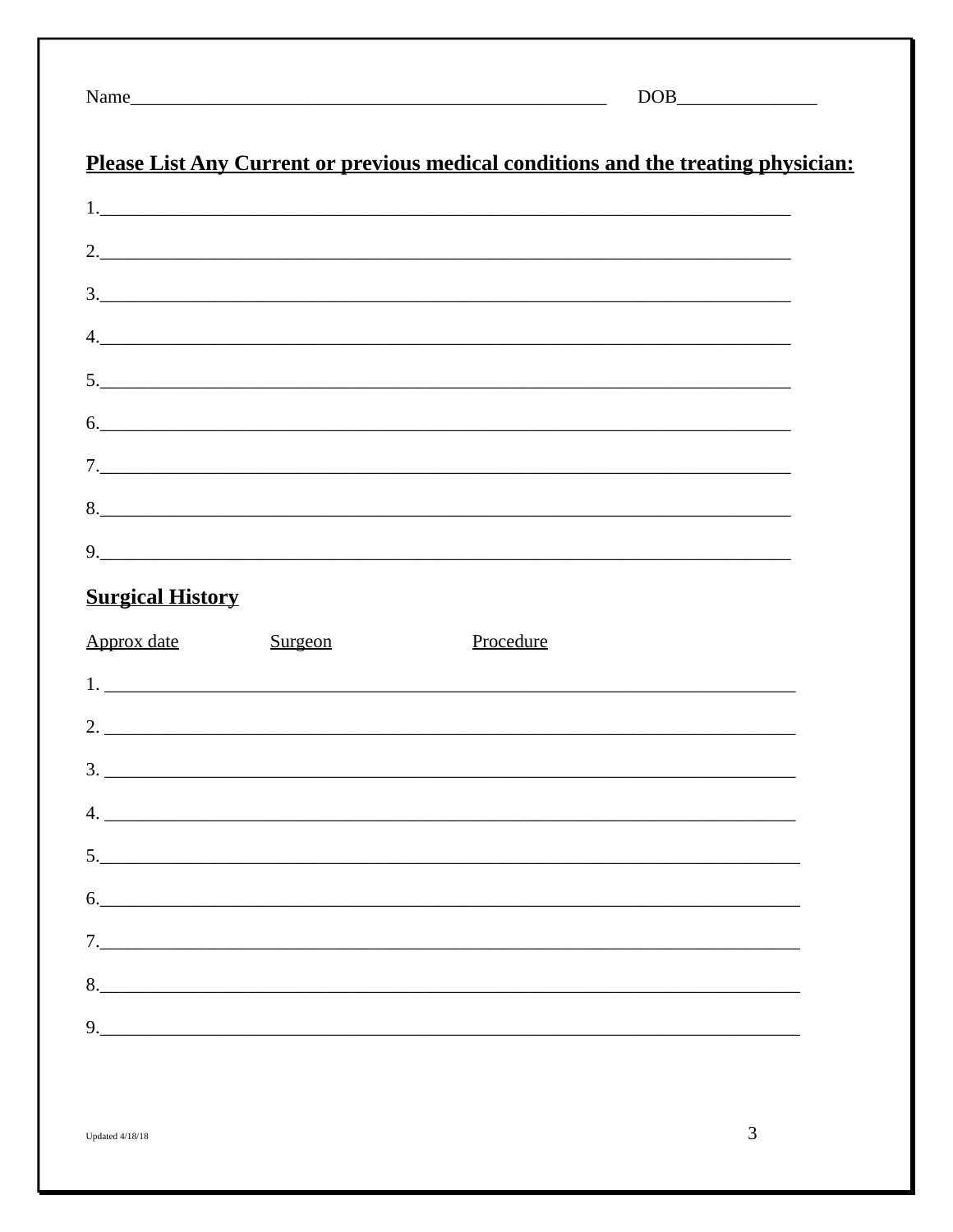Name_____________________________________________________ DOB_______________

**Please List Any Current or previous medical conditions and the treating physician:**

1.____________________________________________________________________________

2.____________________________________________________________________________

3.____________________________________________________________________________

4.____________________________________________________________________________

5.____________________________________________________________________________

6.____________________________________________________________________________

7.____________________________________________________________________________

8.____________________________________________________________________________

9.____________________________________________________________________________

**Surgical History**

Approx date Surgeon Procedure

1. ____________________________________________________________________________

2. ____________________________________________________________________________

3. ____________________________________________________________________________

4. ____________________________________________________________________________

5.____________________________________________________________________________

6.____________________________________________________________________________

7.____________________________________________________________________________

8.____________________________________________________________________________

9.____________________________________________________________________________

Updated 4/18/18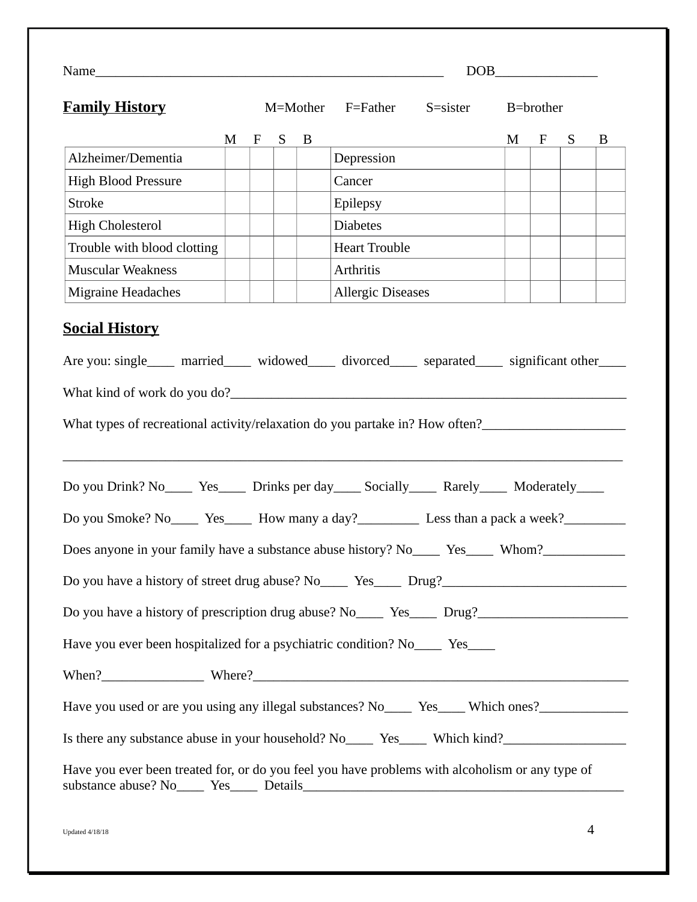Name_____________________________________________________ DOB_______________

**Family History** M=Mother F=Father S=sister B=brother

| | M | F | S | B | | M | F | S | B |
|---|---|---|---|---|---|---|---|---|---|
| Alzheimer/Dementia | | | | | Depression | | | | |
| High Blood Pressure | | | | | Cancer | | | | |
| Stroke | | | | | Epilepsy | | | | |
| High Cholesterol | | | | | Diabetes | | | | |
| Trouble with blood clotting | | | | | Heart Trouble | | | | |
| Muscular Weakness | | | | | Arthritis | | | | |
| Migraine Headaches | | | | | Allergic Diseases | | | | |

**Social History**

Are you: single____ married____ widowed____ divorced____ separated____ significant other____

What kind of work do you do?_____________________________________________________________

What types of recreational activity/relaxation do you partake in? How often?_____________________

_____________________________________________________________________________________

Do you Drink? No____ Yes____ Drinks per day____ Socially____ Rarely____ Moderately____

Do you Smoke? No____ Yes____ How many a day?_________ Less than a pack a week?_________

Does anyone in your family have a substance abuse history? No____ Yes____ Whom?____________

Do you have a history of street drug abuse? No____ Yes____ Drug?___________________________

Do you have a history of prescription drug abuse? No____ Yes____ Drug?______________________

Have you ever been hospitalized for a psychiatric condition? No____ Yes____

When?_______________ Where?_______________________________________________________

Have you used or are you using any illegal substances? No____ Yes____ Which ones?_____________

Is there any substance abuse in your household? No____ Yes____ Which kind?__________________

Have you ever been treated for, or do you feel you have problems with alcoholism or any type of substance abuse? No____ Yes____ Details_________________________________________________

Updated 4/18/18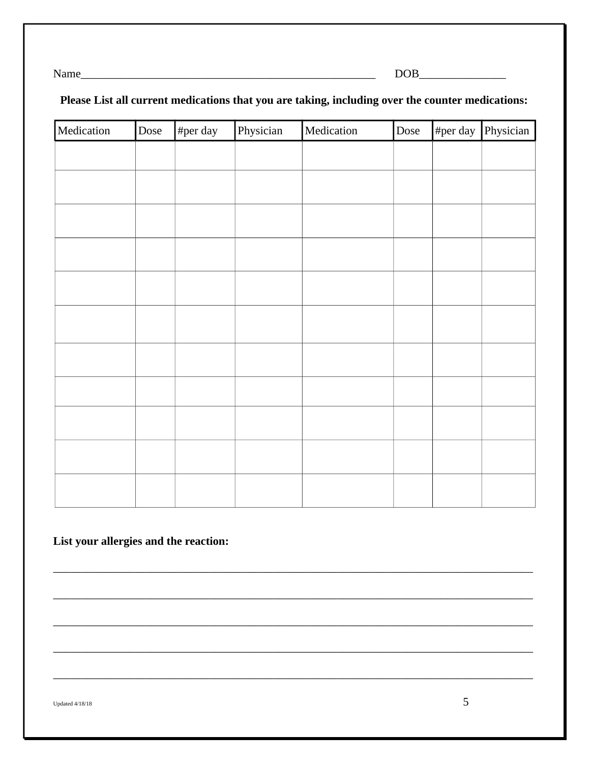Name_____________________________________________________ DOB________________

**Please List all current medications that you are taking, including over the counter medications:**

| Medication | Dose | #per day | Physician | Medication | Dose | #per day | Physician |
|---|---|---|---|---|---|---|---|
| | | | | | | | |
| | | | | | | | |
| | | | | | | | |
| | | | | | | | |
| | | | | | | | |
| | | | | | | | |
| | | | | | | | |
| | | | | | | | |
| | | | | | | | |
| | | | | | | | |
| | | | | | | | |

**List your allergies and the reaction:**

________________________________________________________________________________

________________________________________________________________________________

________________________________________________________________________________

________________________________________________________________________________

________________________________________________________________________________

Updated 4/18/18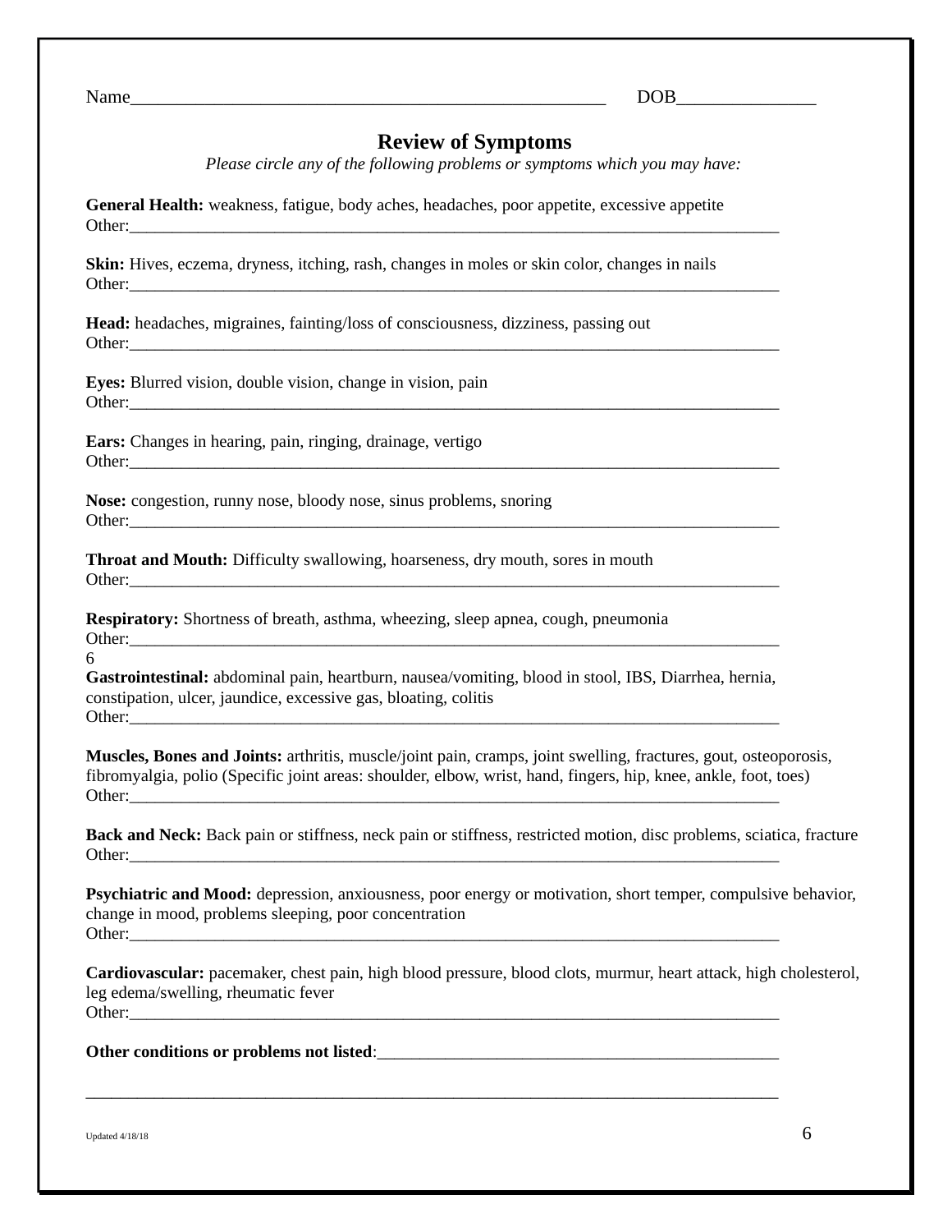Name_____________________________________________________ DOB_______________

## Review of Symptoms

*Please circle any of the following problems or symptoms which you may have:*

**General Health:** weakness, fatigue, body aches, headaches, poor appetite, excessive appetite
Other:_______________________________________________________________________________

**Skin:** Hives, eczema, dryness, itching, rash, changes in moles or skin color, changes in nails
Other:_______________________________________________________________________________

**Head:** headaches, migraines, fainting/loss of consciousness, dizziness, passing out
Other:_______________________________________________________________________________

**Eyes:** Blurred vision, double vision, change in vision, pain
Other:_______________________________________________________________________________

**Ears:** Changes in hearing, pain, ringing, drainage, vertigo
Other:_______________________________________________________________________________

**Nose:** congestion, runny nose, bloody nose, sinus problems, snoring
Other:_______________________________________________________________________________

**Throat and Mouth:** Difficulty swallowing, hoarseness, dry mouth, sores in mouth
Other:_______________________________________________________________________________

**Respiratory:** Shortness of breath, asthma, wheezing, sleep apnea, cough, pneumonia
Other:_______________________________________________________________________________
6
**Gastrointestinal:** abdominal pain, heartburn, nausea/vomiting, blood in stool, IBS, Diarrhea, hernia, constipation, ulcer, jaundice, excessive gas, bloating, colitis
Other:_______________________________________________________________________________

**Muscles, Bones and Joints:** arthritis, muscle/joint pain, cramps, joint swelling, fractures, gout, osteoporosis, fibromyalgia, polio (Specific joint areas: shoulder, elbow, wrist, hand, fingers, hip, knee, ankle, foot, toes)
Other:_______________________________________________________________________________

**Back and Neck:** Back pain or stiffness, neck pain or stiffness, restricted motion, disc problems, sciatica, fracture
Other:_______________________________________________________________________________

**Psychiatric and Mood:** depression, anxiousness, poor energy or motivation, short temper, compulsive behavior, change in mood, problems sleeping, poor concentration
Other:_______________________________________________________________________________

**Cardiovascular:** pacemaker, chest pain, high blood pressure, blood clots, murmur, heart attack, high cholesterol, leg edema/swelling, rheumatic fever
Other:_______________________________________________________________________________

**Other conditions or problems not listed**:_______________________________________________

_____________________________________________________________________________________

Updated 4/18/18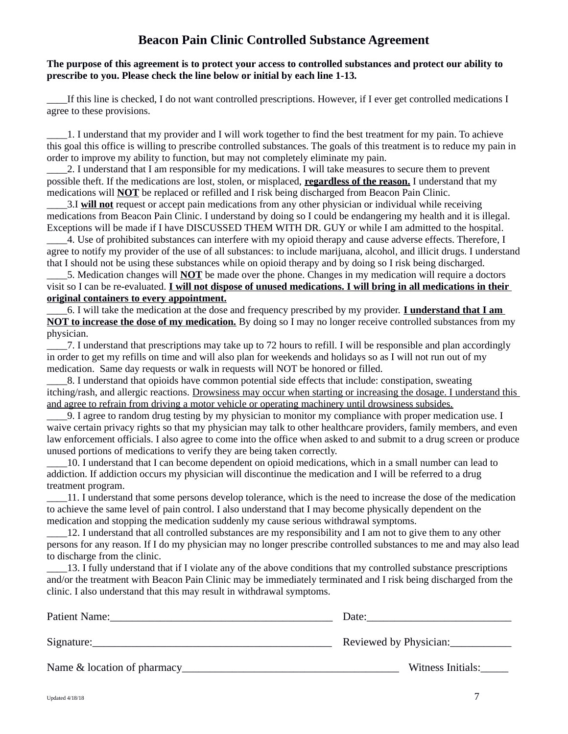# Beacon Pain Clinic Controlled Substance Agreement

**The purpose of this agreement is to protect your access to controlled substances and protect our ability to prescribe to you. Please check the line below or initial by each line 1-13.**

____If this line is checked, I do not want controlled prescriptions. However, if I ever get controlled medications I agree to these provisions.

____1. I understand that my provider and I will work together to find the best treatment for my pain. To achieve this goal this office is willing to prescribe controlled substances. The goals of this treatment is to reduce my pain in order to improve my ability to function, but may not completely eliminate my pain.

____2. I understand that I am responsible for my medications. I will take measures to secure them to prevent possible theft. If the medications are lost, stolen, or misplaced, <u>**regardless of the reason.**</u> I understand that my medications will <u>**NOT**</u> be replaced or refilled and I risk being discharged from Beacon Pain Clinic.

____3.I <u>**will not**</u> request or accept pain medications from any other physician or individual while receiving medications from Beacon Pain Clinic. I understand by doing so I could be endangering my health and it is illegal. Exceptions will be made if I have DISCUSSED THEM WITH DR. GUY or while I am admitted to the hospital.

____4. Use of prohibited substances can interfere with my opioid therapy and cause adverse effects. Therefore, I agree to notify my provider of the use of all substances: to include marijuana, alcohol, and illicit drugs. I understand that I should not be using these substances while on opioid therapy and by doing so I risk being discharged.

____5. Medication changes will <u>**NOT**</u> be made over the phone. Changes in my medication will require a doctors visit so I can be re-evaluated. <u>**I will not dispose of unused medications. I will bring in all medications in their original containers to every appointment.**</u>

____6. I will take the medication at the dose and frequency prescribed by my provider. <u>**I understand that I am NOT to increase the dose of my medication.**</u> By doing so I may no longer receive controlled substances from my physician.

____7. I understand that prescriptions may take up to 72 hours to refill. I will be responsible and plan accordingly in order to get my refills on time and will also plan for weekends and holidays so as I will not run out of my medication. Same day requests or walk in requests will NOT be honored or filled.

____8. I understand that opioids have common potential side effects that include: constipation, sweating itching/rash, and allergic reactions. <u>Drowsiness may occur when starting or increasing the dosage. I understand this and agree to refrain from driving a motor vehicle or operating machinery until drowsiness subsides.</u>

____9. I agree to random drug testing by my physician to monitor my compliance with proper medication use. I waive certain privacy rights so that my physician may talk to other healthcare providers, family members, and even law enforcement officials. I also agree to come into the office when asked to and submit to a drug screen or produce unused portions of medications to verify they are being taken correctly.

____10. I understand that I can become dependent on opioid medications, which in a small number can lead to addiction. If addiction occurs my physician will discontinue the medication and I will be referred to a drug treatment program.

____11. I understand that some persons develop tolerance, which is the need to increase the dose of the medication to achieve the same level of pain control. I also understand that I may become physically dependent on the medication and stopping the medication suddenly my cause serious withdrawal symptoms.

____12. I understand that all controlled substances are my responsibility and I am not to give them to any other persons for any reason. If I do my physician may no longer prescribe controlled substances to me and may also lead to discharge from the clinic.

____13. I fully understand that if I violate any of the above conditions that my controlled substance prescriptions and/or the treatment with Beacon Pain Clinic may be immediately terminated and I risk being discharged from the clinic. I also understand that this may result in withdrawal symptoms.

Patient Name:________________________________________ Date:__________________________

Signature:____________________________________________ Reviewed by Physician:___________

Name & location of pharmacy_______________________________________ Witness Initials:_____

Updated 4/18/18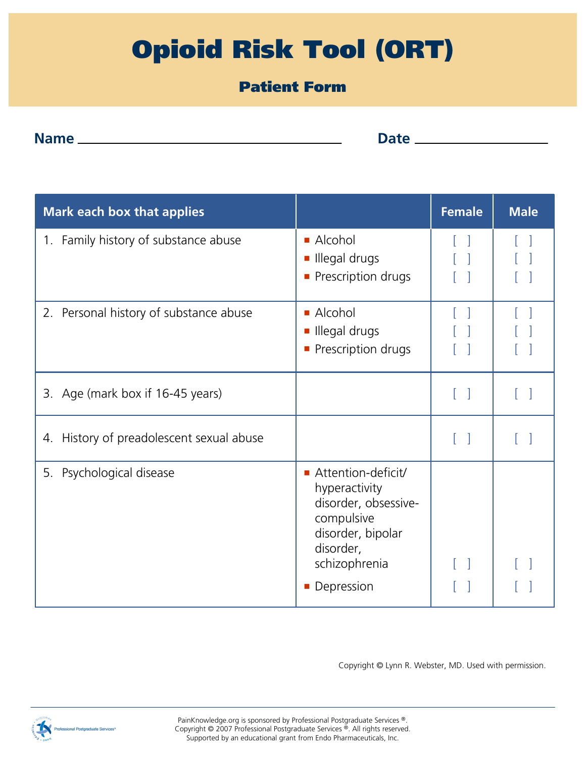# Opioid Risk Tool (ORT)

## Patient Form

**Name** ______________________ **Date** ______________

| Mark each box that applies | | Female | Male |
|---|---|---|---|
| 1. Family history of substance abuse | ■ Alcohol | [ ] | [ ] |
| | ■ Illegal drugs | [ ] | [ ] |
| | ■ Prescription drugs | [ ] | [ ] |
| 2. Personal history of substance abuse | ■ Alcohol | [ ] | [ ] |
| | ■ Illegal drugs | [ ] | [ ] |
| | ■ Prescription drugs | [ ] | [ ] |
| 3. Age (mark box if 16-45 years) | | [ ] | [ ] |
| 4. History of preadolescent sexual abuse | | [ ] | [ ] |
| 5. Psychological disease | ■ Attention-deficit/ hyperactivity disorder, obsessive-compulsive disorder, bipolar disorder, schizophrenia | [ ] | [ ] |
| | ■ Depression | [ ] | [ ] |

Copyright © Lynn R. Webster, MD. Used with permission.

PainKnowledge.org is sponsored by Professional Postgraduate Services ®.
Copyright © 2007 Professional Postgraduate Services ®. All rights reserved.
Supported by an educational grant from Endo Pharmaceuticals, Inc.